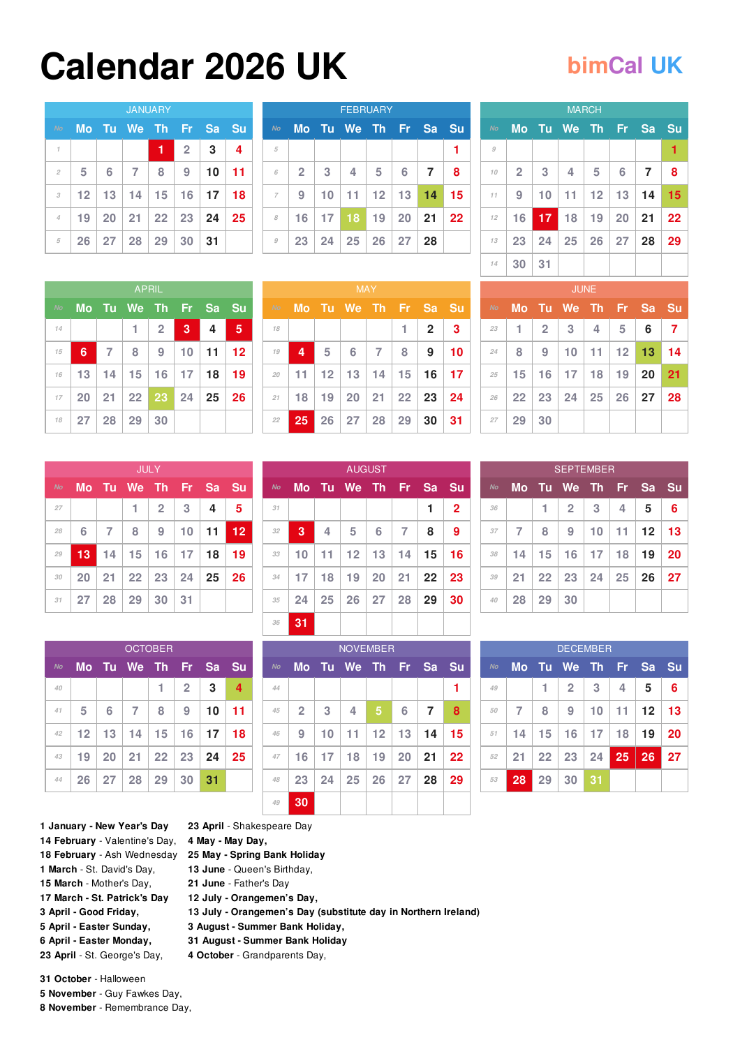# Calendar 2026 UK

bimCal UK

### JANUARY

| No | Mo | Tu | We | Th | Fr | Sa | Su |
|---|---|---|---|---|---|---|---|
| 1 | | | | 1 | 2 | 3 | 4 |
| 2 | 5 | 6 | 7 | 8 | 9 | 10 | 11 |
| 3 | 12 | 13 | 14 | 15 | 16 | 17 | 18 |
| 4 | 19 | 20 | 21 | 22 | 23 | 24 | 25 |
| 5 | 26 | 27 | 28 | 29 | 30 | 31 | |

### FEBRUARY

| No | Mo | Tu | We | Th | Fr | Sa | Su |
|---|---|---|---|---|---|---|---|
| 5 | | | | | | | 1 |
| 6 | 2 | 3 | 4 | 5 | 6 | 7 | 8 |
| 7 | 9 | 10 | 11 | 12 | 13 | 14 | 15 |
| 8 | 16 | 17 | 18 | 19 | 20 | 21 | 22 |
| 9 | 23 | 24 | 25 | 26 | 27 | 28 | |

### MARCH

| No | Mo | Tu | We | Th | Fr | Sa | Su |
|---|---|---|---|---|---|---|---|
| 9 | | | | | | | 1 |
| 10 | 2 | 3 | 4 | 5 | 6 | 7 | 8 |
| 11 | 9 | 10 | 11 | 12 | 13 | 14 | 15 |
| 12 | 16 | 17 | 18 | 19 | 20 | 21 | 22 |
| 13 | 23 | 24 | 25 | 26 | 27 | 28 | 29 |
| 14 | 30 | 31 | | | | | |

### APRIL

| No | Mo | Tu | We | Th | Fr | Sa | Su |
|---|---|---|---|---|---|---|---|
| 14 | | | 1 | 2 | 3 | 4 | 5 |
| 15 | 6 | 7 | 8 | 9 | 10 | 11 | 12 |
| 16 | 13 | 14 | 15 | 16 | 17 | 18 | 19 |
| 17 | 20 | 21 | 22 | 23 | 24 | 25 | 26 |
| 18 | 27 | 28 | 29 | 30 | | | |

### MAY

| No | Mo | Tu | We | Th | Fr | Sa | Su |
|---|---|---|---|---|---|---|---|
| 18 | | | | | 1 | 2 | 3 |
| 19 | 4 | 5 | 6 | 7 | 8 | 9 | 10 |
| 20 | 11 | 12 | 13 | 14 | 15 | 16 | 17 |
| 21 | 18 | 19 | 20 | 21 | 22 | 23 | 24 |
| 22 | 25 | 26 | 27 | 28 | 29 | 30 | 31 |

### JUNE

| No | Mo | Tu | We | Th | Fr | Sa | Su |
|---|---|---|---|---|---|---|---|
| 23 | 1 | 2 | 3 | 4 | 5 | 6 | 7 |
| 24 | 8 | 9 | 10 | 11 | 12 | 13 | 14 |
| 25 | 15 | 16 | 17 | 18 | 19 | 20 | 21 |
| 26 | 22 | 23 | 24 | 25 | 26 | 27 | 28 |
| 27 | 29 | 30 | | | | | |

### JULY

| No | Mo | Tu | We | Th | Fr | Sa | Su |
|---|---|---|---|---|---|---|---|
| 27 | | | 1 | 2 | 3 | 4 | 5 |
| 28 | 6 | 7 | 8 | 9 | 10 | 11 | 12 |
| 29 | 13 | 14 | 15 | 16 | 17 | 18 | 19 |
| 30 | 20 | 21 | 22 | 23 | 24 | 25 | 26 |
| 31 | 27 | 28 | 29 | 30 | 31 | | |

### AUGUST

| No | Mo | Tu | We | Th | Fr | Sa | Su |
|---|---|---|---|---|---|---|---|
| 31 | | | | | | 1 | 2 |
| 32 | 3 | 4 | 5 | 6 | 7 | 8 | 9 |
| 33 | 10 | 11 | 12 | 13 | 14 | 15 | 16 |
| 34 | 17 | 18 | 19 | 20 | 21 | 22 | 23 |
| 35 | 24 | 25 | 26 | 27 | 28 | 29 | 30 |
| 36 | 31 | | | | | | |

### SEPTEMBER

| No | Mo | Tu | We | Th | Fr | Sa | Su |
|---|---|---|---|---|---|---|---|
| 36 | | 1 | 2 | 3 | 4 | 5 | 6 |
| 37 | 7 | 8 | 9 | 10 | 11 | 12 | 13 |
| 38 | 14 | 15 | 16 | 17 | 18 | 19 | 20 |
| 39 | 21 | 22 | 23 | 24 | 25 | 26 | 27 |
| 40 | 28 | 29 | 30 | | | | |

### OCTOBER

| No | Mo | Tu | We | Th | Fr | Sa | Su |
|---|---|---|---|---|---|---|---|
| 40 | | | | 1 | 2 | 3 | 4 |
| 41 | 5 | 6 | 7 | 8 | 9 | 10 | 11 |
| 42 | 12 | 13 | 14 | 15 | 16 | 17 | 18 |
| 43 | 19 | 20 | 21 | 22 | 23 | 24 | 25 |
| 44 | 26 | 27 | 28 | 29 | 30 | 31 | |

### NOVEMBER

| No | Mo | Tu | We | Th | Fr | Sa | Su |
|---|---|---|---|---|---|---|---|
| 44 | | | | | | | 1 |
| 45 | 2 | 3 | 4 | 5 | 6 | 7 | 8 |
| 46 | 9 | 10 | 11 | 12 | 13 | 14 | 15 |
| 47 | 16 | 17 | 18 | 19 | 20 | 21 | 22 |
| 48 | 23 | 24 | 25 | 26 | 27 | 28 | 29 |
| 49 | 30 | | | | | | |

### DECEMBER

| No | Mo | Tu | We | Th | Fr | Sa | Su |
|---|---|---|---|---|---|---|---|
| 49 | | 1 | 2 | 3 | 4 | 5 | 6 |
| 50 | 7 | 8 | 9 | 10 | 11 | 12 | 13 |
| 51 | 14 | 15 | 16 | 17 | 18 | 19 | 20 |
| 52 | 21 | 22 | 23 | 24 | 25 | 26 | 27 |
| 53 | 28 | 29 | 30 | 31 | | | |

**1 January - New Year's Day**
**14 February** - Valentine's Day,
**18 February** - Ash Wednesday
**1 March** - St. David's Day,
**15 March** - Mother's Day,
**17 March - St. Patrick's Day**
**3 April - Good Friday,**
**5 April - Easter Sunday,**
**6 April - Easter Monday,**
**23 April** - St. George's Day,
**23 April** - Shakespeare Day
**4 May - May Day,**
**25 May - Spring Bank Holiday**
**13 June** - Queen's Birthday,
**21 June** - Father's Day
**12 July - Orangemen's Day,**
**13 July - Orangemen's Day (substitute day in Northern Ireland)**
**3 August - Summer Bank Holiday,**
**31 August - Summer Bank Holiday**
**4 October** - Grandparents Day,

**31 October** - Halloween
**5 November** - Guy Fawkes Day,
**8 November** - Remembrance Day,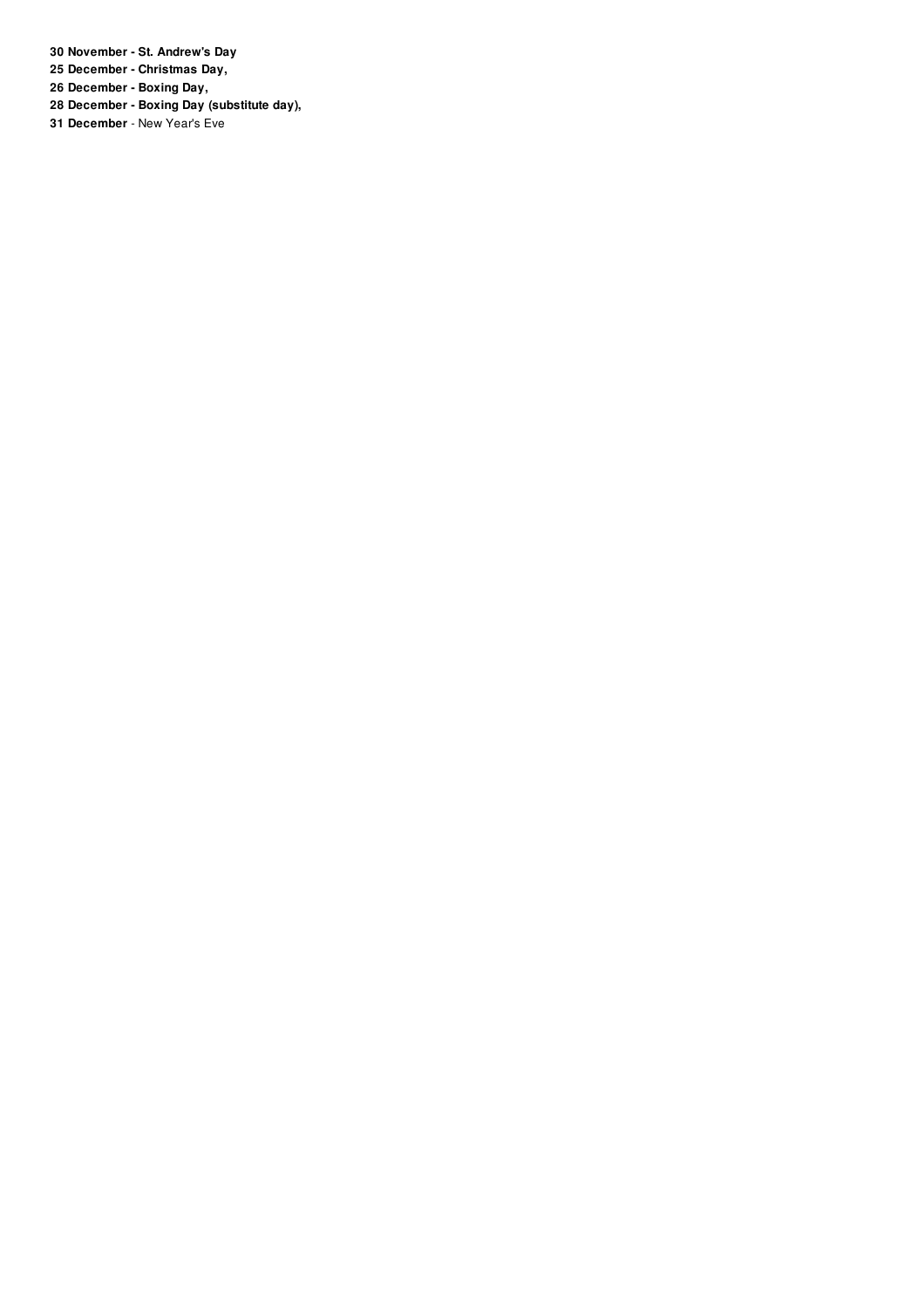**30 November - St. Andrew's Day**
**25 December - Christmas Day,**
**26 December - Boxing Day,**
**28 December - Boxing Day (substitute day),**
**31 December** - New Year's Eve